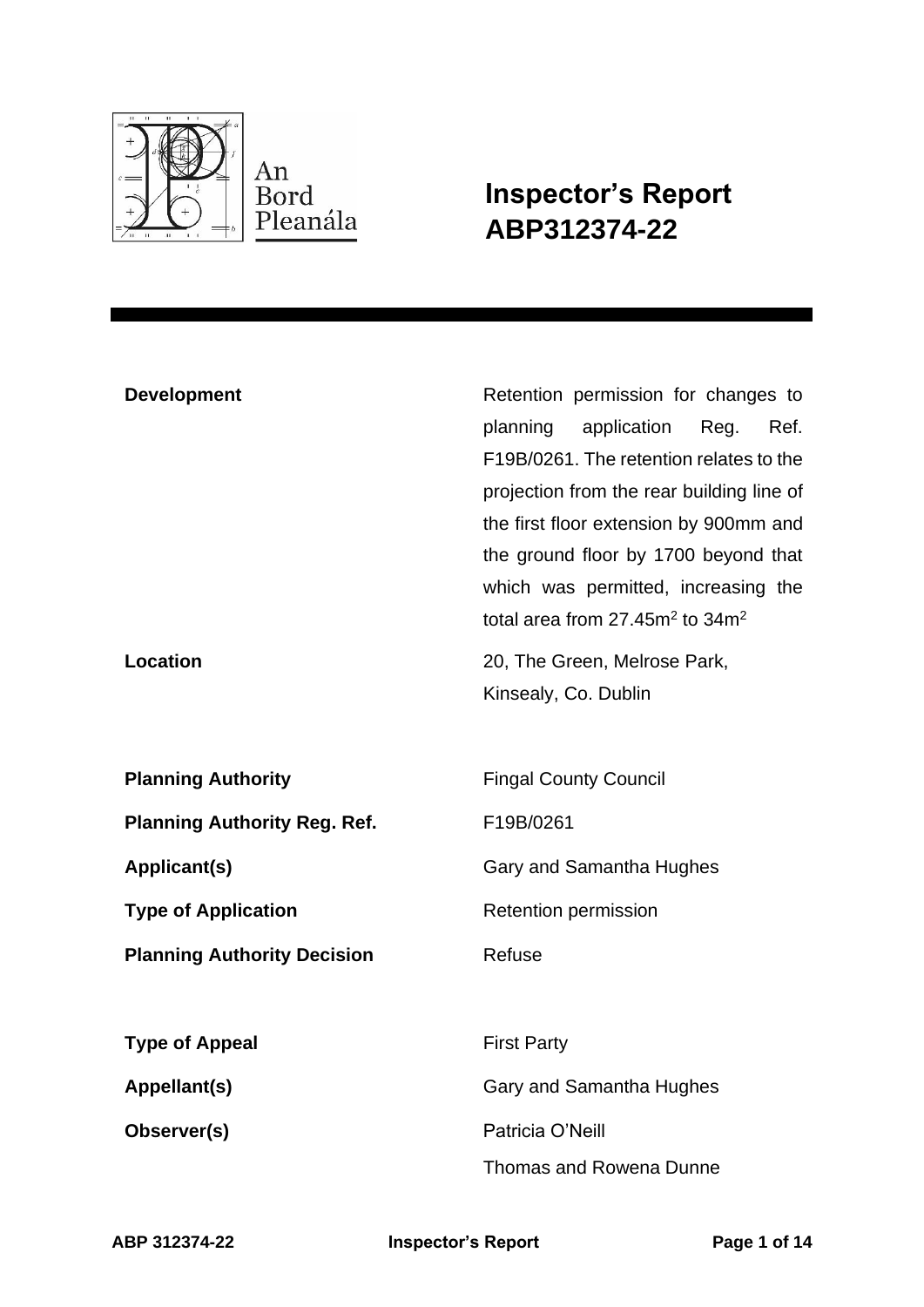An Bord Pleanála

# Inspector's Report ABP312374-22

| | |
|---|---|
| **Development** | Retention permission for changes to planning application Reg. Ref. F19B/0261. The retention relates to the projection from the rear building line of the first floor extension by 900mm and the ground floor by 1700 beyond that which was permitted, increasing the total area from 27.45m$^2$ to 34m$^2$ |
| **Location** | 20, The Green, Melrose Park, Kinsealy, Co. Dublin |
| **Planning Authority** | Fingal County Council |
| **Planning Authority Reg. Ref.** | F19B/0261 |
| **Applicant(s)** | Gary and Samantha Hughes |
| **Type of Application** | Retention permission |
| **Planning Authority Decision** | Refuse |
| **Type of Appeal** | First Party |
| **Appellant(s)** | Gary and Samantha Hughes |
| **Observer(s)** | Patricia O'Neill<br>Thomas and Rowena Dunne |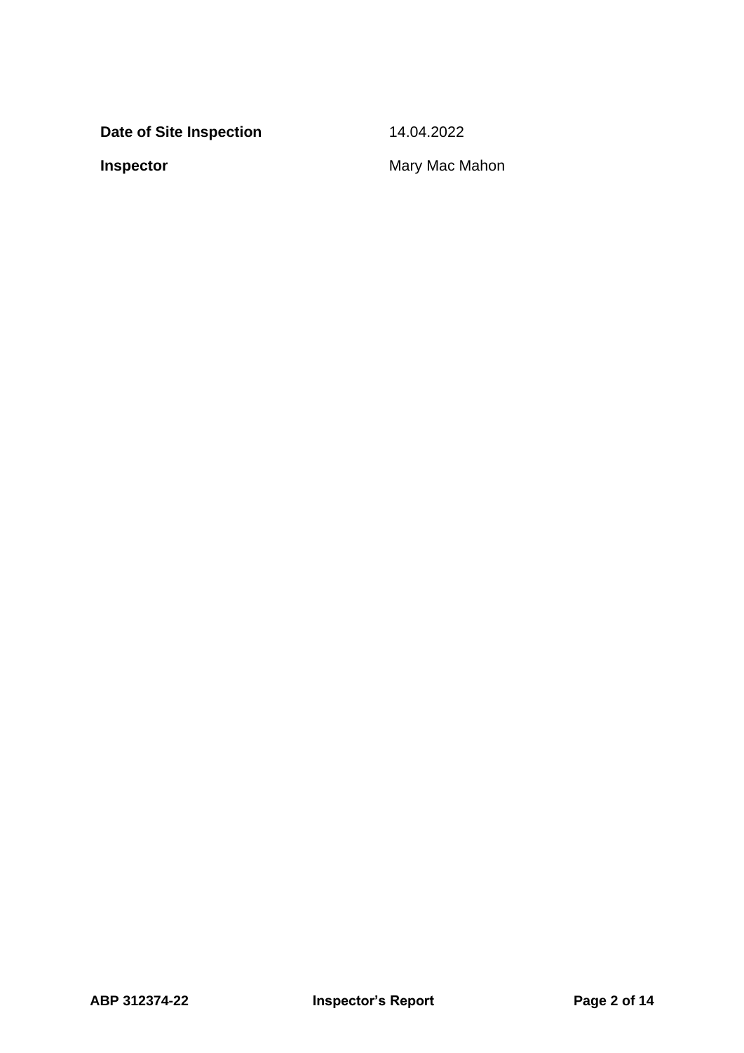| | |
|---|---|
| **Date of Site Inspection** | 14.04.2022 |
| **Inspector** | Mary Mac Mahon |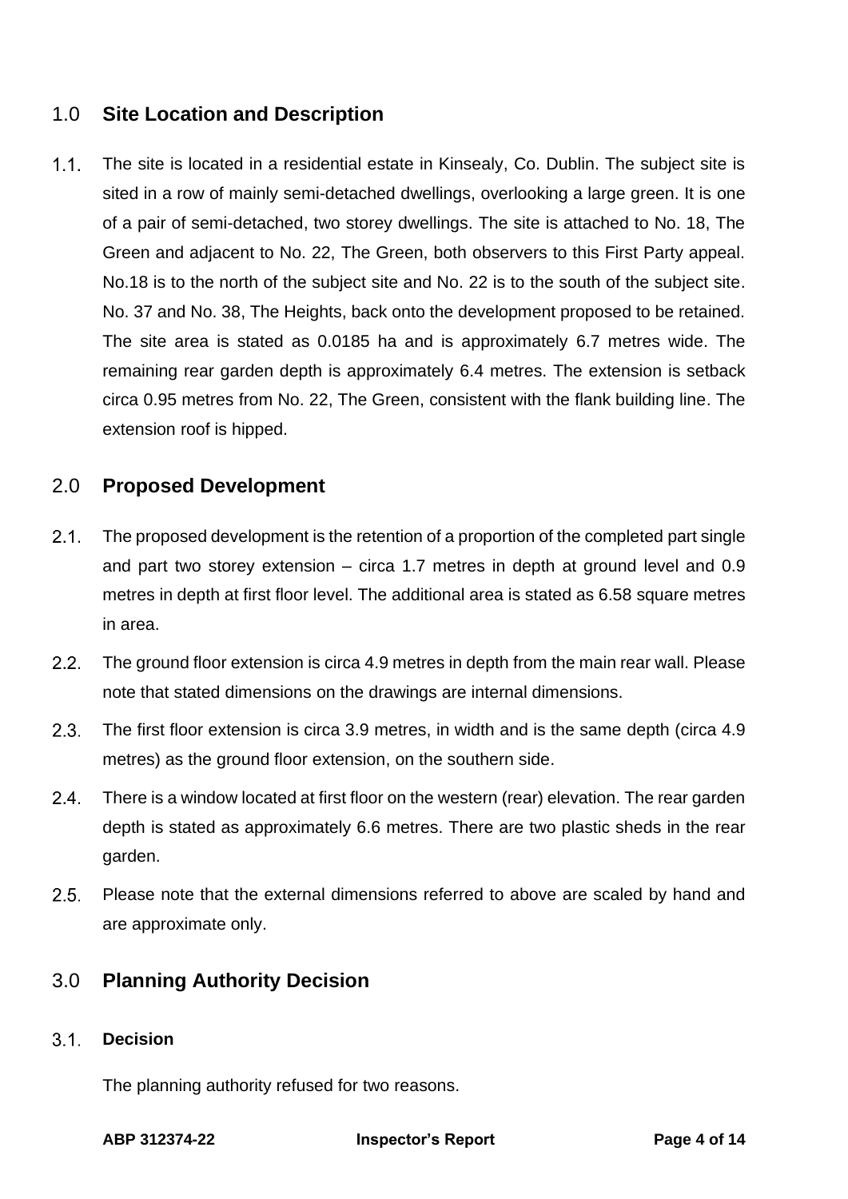## 1.0 Site Location and Description

1.1. The site is located in a residential estate in Kinsealy, Co. Dublin. The subject site is sited in a row of mainly semi-detached dwellings, overlooking a large green. It is one of a pair of semi-detached, two storey dwellings. The site is attached to No. 18, The Green and adjacent to No. 22, The Green, both observers to this First Party appeal. No.18 is to the north of the subject site and No. 22 is to the south of the subject site. No. 37 and No. 38, The Heights, back onto the development proposed to be retained. The site area is stated as 0.0185 ha and is approximately 6.7 metres wide. The remaining rear garden depth is approximately 6.4 metres. The extension is setback circa 0.95 metres from No. 22, The Green, consistent with the flank building line. The extension roof is hipped.

## 2.0 Proposed Development

2.1. The proposed development is the retention of a proportion of the completed part single and part two storey extension – circa 1.7 metres in depth at ground level and 0.9 metres in depth at first floor level. The additional area is stated as 6.58 square metres in area.

2.2. The ground floor extension is circa 4.9 metres in depth from the main rear wall. Please note that stated dimensions on the drawings are internal dimensions.

2.3. The first floor extension is circa 3.9 metres, in width and is the same depth (circa 4.9 metres) as the ground floor extension, on the southern side.

2.4. There is a window located at first floor on the western (rear) elevation. The rear garden depth is stated as approximately 6.6 metres. There are two plastic sheds in the rear garden.

2.5. Please note that the external dimensions referred to above are scaled by hand and are approximate only.

## 3.0 Planning Authority Decision

### 3.1. Decision

The planning authority refused for two reasons.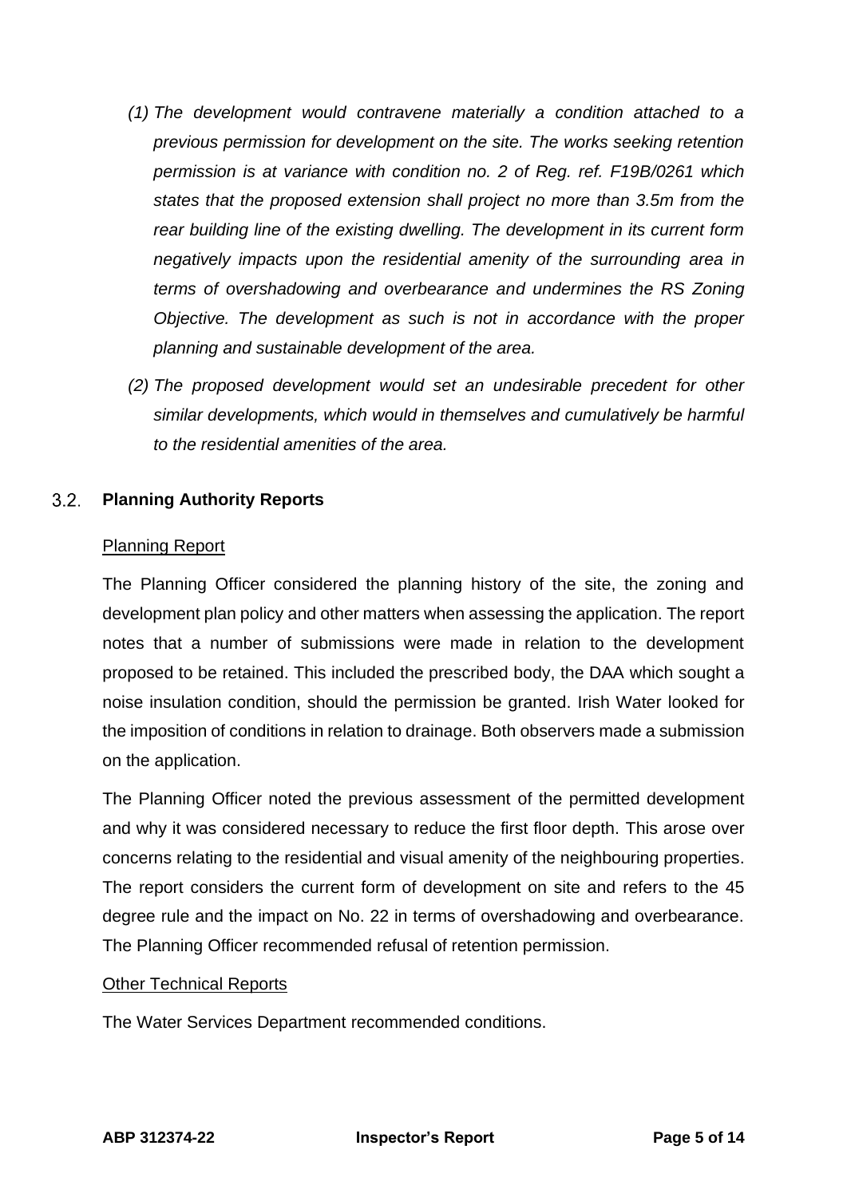*(1) The development would contravene materially a condition attached to a previous permission for development on the site. The works seeking retention permission is at variance with condition no. 2 of Reg. ref. F19B/0261 which states that the proposed extension shall project no more than 3.5m from the rear building line of the existing dwelling. The development in its current form negatively impacts upon the residential amenity of the surrounding area in terms of overshadowing and overbearance and undermines the RS Zoning Objective. The development as such is not in accordance with the proper planning and sustainable development of the area.*

*(2) The proposed development would set an undesirable precedent for other similar developments, which would in themselves and cumulatively be harmful to the residential amenities of the area.*

## 3.2. Planning Authority Reports

Planning Report

The Planning Officer considered the planning history of the site, the zoning and development plan policy and other matters when assessing the application. The report notes that a number of submissions were made in relation to the development proposed to be retained. This included the prescribed body, the DAA which sought a noise insulation condition, should the permission be granted. Irish Water looked for the imposition of conditions in relation to drainage. Both observers made a submission on the application.

The Planning Officer noted the previous assessment of the permitted development and why it was considered necessary to reduce the first floor depth. This arose over concerns relating to the residential and visual amenity of the neighbouring properties. The report considers the current form of development on site and refers to the 45 degree rule and the impact on No. 22 in terms of overshadowing and overbearance. The Planning Officer recommended refusal of retention permission.

Other Technical Reports

The Water Services Department recommended conditions.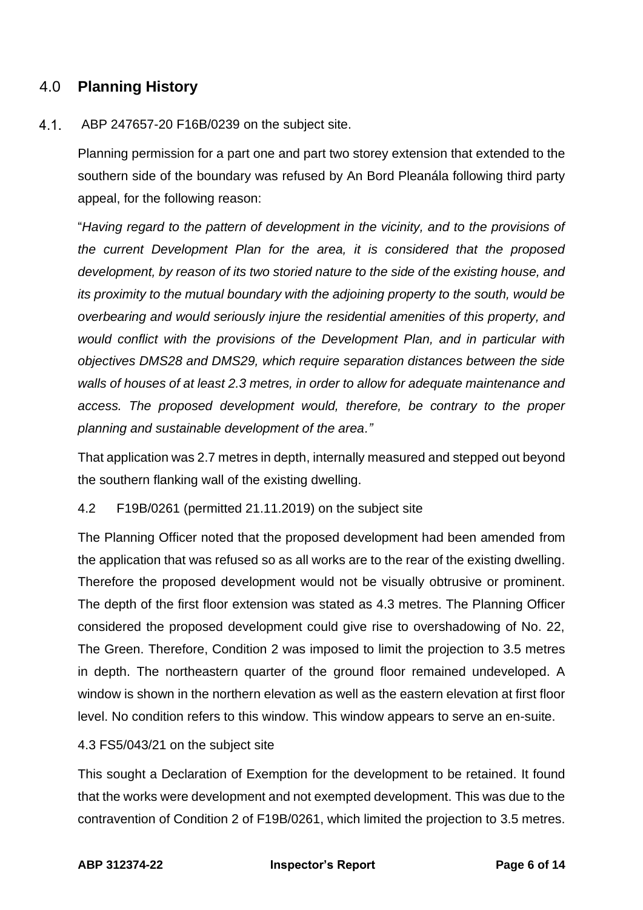## 4.0 Planning History

4.1. ABP 247657-20 F16B/0239 on the subject site.

Planning permission for a part one and part two storey extension that extended to the southern side of the boundary was refused by An Bord Pleanála following third party appeal, for the following reason:

"*Having regard to the pattern of development in the vicinity, and to the provisions of the current Development Plan for the area, it is considered that the proposed development, by reason of its two storied nature to the side of the existing house, and its proximity to the mutual boundary with the adjoining property to the south, would be overbearing and would seriously injure the residential amenities of this property, and would conflict with the provisions of the Development Plan, and in particular with objectives DMS28 and DMS29, which require separation distances between the side walls of houses of at least 2.3 metres, in order to allow for adequate maintenance and access. The proposed development would, therefore, be contrary to the proper planning and sustainable development of the area.*"

That application was 2.7 metres in depth, internally measured and stepped out beyond the southern flanking wall of the existing dwelling.

4.2 F19B/0261 (permitted 21.11.2019) on the subject site

The Planning Officer noted that the proposed development had been amended from the application that was refused so as all works are to the rear of the existing dwelling. Therefore the proposed development would not be visually obtrusive or prominent. The depth of the first floor extension was stated as 4.3 metres. The Planning Officer considered the proposed development could give rise to overshadowing of No. 22, The Green. Therefore, Condition 2 was imposed to limit the projection to 3.5 metres in depth. The northeastern quarter of the ground floor remained undeveloped. A window is shown in the northern elevation as well as the eastern elevation at first floor level. No condition refers to this window. This window appears to serve an en-suite.

4.3 FS5/043/21 on the subject site

This sought a Declaration of Exemption for the development to be retained. It found that the works were development and not exempted development. This was due to the contravention of Condition 2 of F19B/0261, which limited the projection to 3.5 metres.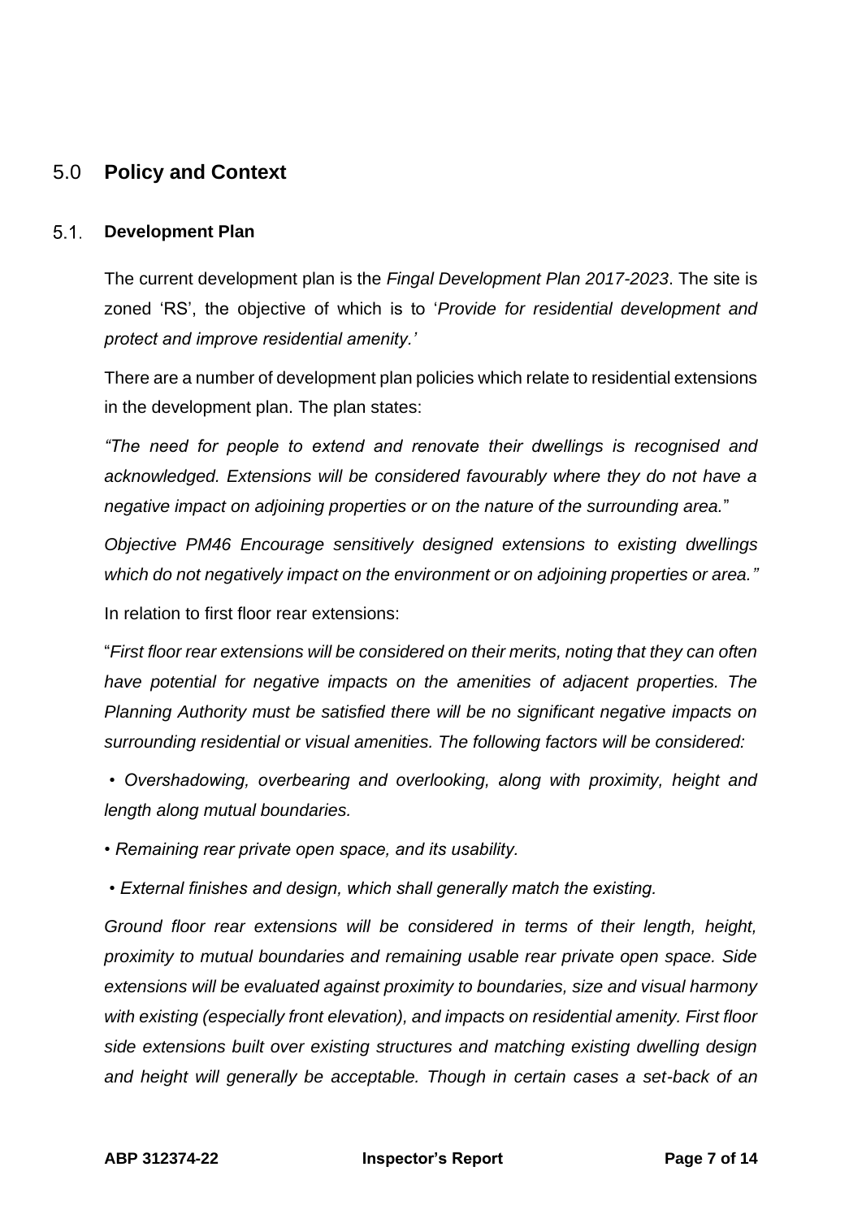## 5.0 **Policy and Context**

### 5.1. **Development Plan**

The current development plan is the *Fingal Development Plan 2017-2023*. The site is zoned 'RS', the objective of which is to '*Provide for residential development and protect and improve residential amenity.'*

There are a number of development plan policies which relate to residential extensions in the development plan. The plan states:

*"The need for people to extend and renovate their dwellings is recognised and acknowledged. Extensions will be considered favourably where they do not have a negative impact on adjoining properties or on the nature of the surrounding area.*"

*Objective PM46 Encourage sensitively designed extensions to existing dwellings which do not negatively impact on the environment or on adjoining properties or area."*

In relation to first floor rear extensions:

"*First floor rear extensions will be considered on their merits, noting that they can often have potential for negative impacts on the amenities of adjacent properties. The Planning Authority must be satisfied there will be no significant negative impacts on surrounding residential or visual amenities. The following factors will be considered:*

- *Overshadowing, overbearing and overlooking, along with proximity, height and length along mutual boundaries.*
- *Remaining rear private open space, and its usability.*
- *External finishes and design, which shall generally match the existing.*

*Ground floor rear extensions will be considered in terms of their length, height, proximity to mutual boundaries and remaining usable rear private open space. Side extensions will be evaluated against proximity to boundaries, size and visual harmony with existing (especially front elevation), and impacts on residential amenity. First floor side extensions built over existing structures and matching existing dwelling design and height will generally be acceptable. Though in certain cases a set-back of an*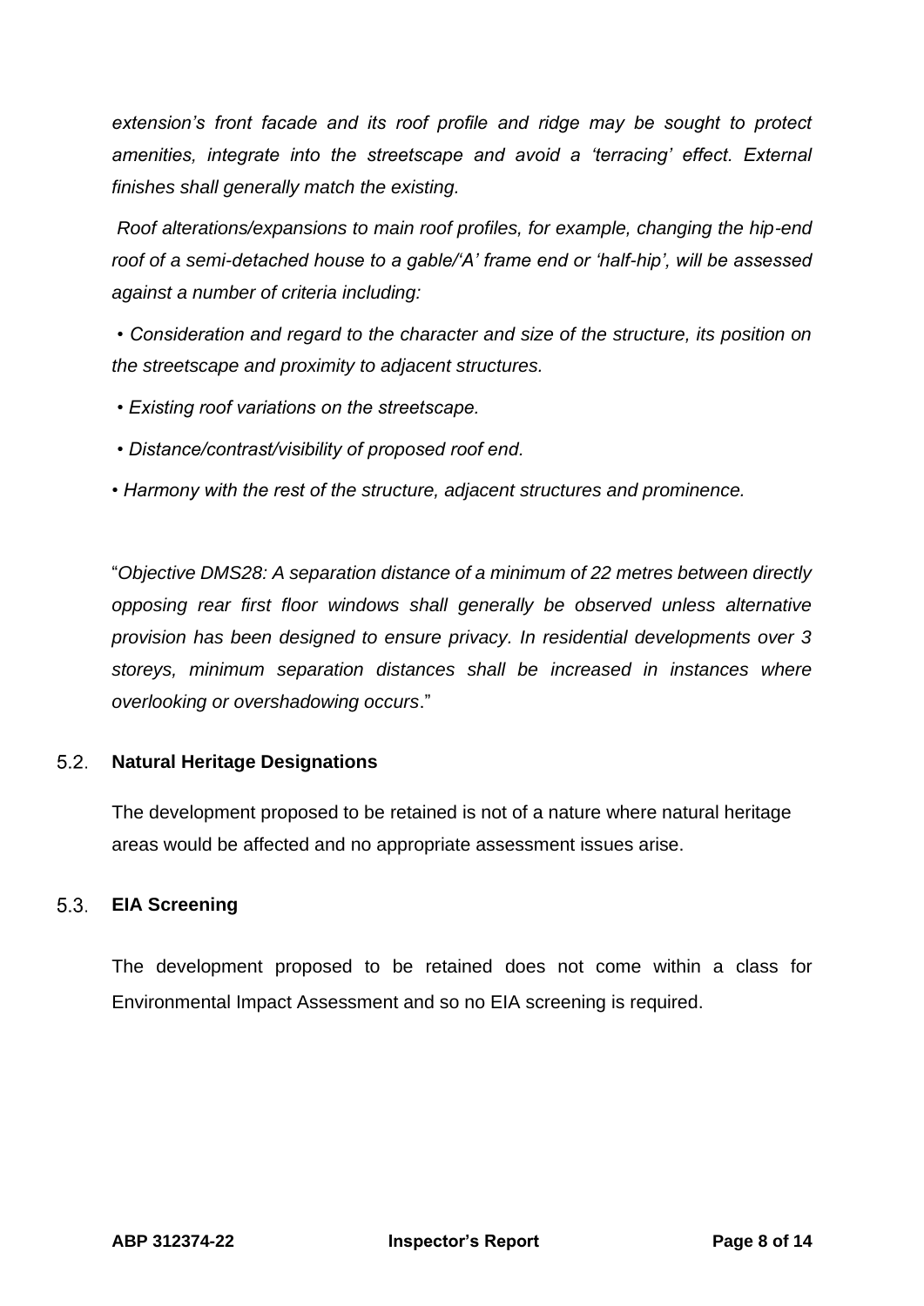*extension's front facade and its roof profile and ridge may be sought to protect amenities, integrate into the streetscape and avoid a 'terracing' effect. External finishes shall generally match the existing.*

*Roof alterations/expansions to main roof profiles, for example, changing the hip-end roof of a semi-detached house to a gable/'A' frame end or 'half-hip', will be assessed against a number of criteria including:*

*• Consideration and regard to the character and size of the structure, its position on the streetscape and proximity to adjacent structures.*

*• Existing roof variations on the streetscape.*

*• Distance/contrast/visibility of proposed roof end.*

*• Harmony with the rest of the structure, adjacent structures and prominence.*

"*Objective DMS28: A separation distance of a minimum of 22 metres between directly opposing rear first floor windows shall generally be observed unless alternative provision has been designed to ensure privacy. In residential developments over 3 storeys, minimum separation distances shall be increased in instances where overlooking or overshadowing occurs*."

## 5.2. Natural Heritage Designations

The development proposed to be retained is not of a nature where natural heritage areas would be affected and no appropriate assessment issues arise.

## 5.3. EIA Screening

The development proposed to be retained does not come within a class for Environmental Impact Assessment and so no EIA screening is required.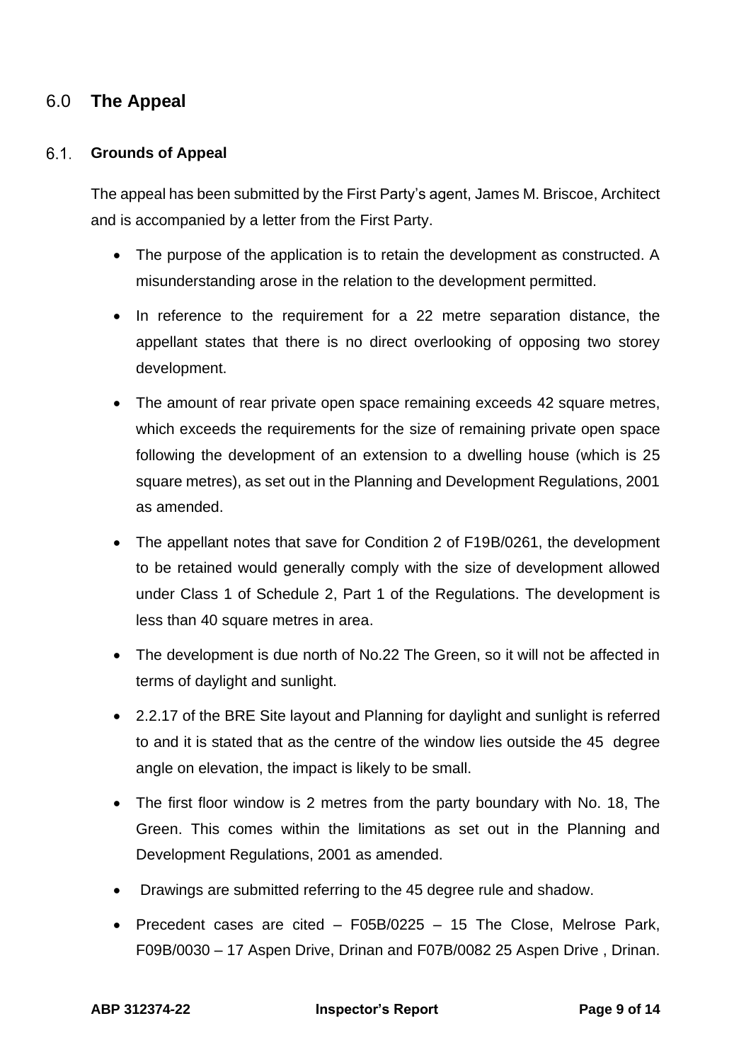# 6.0 The Appeal

## 6.1. Grounds of Appeal

The appeal has been submitted by the First Party's agent, James M. Briscoe, Architect and is accompanied by a letter from the First Party.

- The purpose of the application is to retain the development as constructed. A misunderstanding arose in the relation to the development permitted.
- In reference to the requirement for a 22 metre separation distance, the appellant states that there is no direct overlooking of opposing two storey development.
- The amount of rear private open space remaining exceeds 42 square metres, which exceeds the requirements for the size of remaining private open space following the development of an extension to a dwelling house (which is 25 square metres), as set out in the Planning and Development Regulations, 2001 as amended.
- The appellant notes that save for Condition 2 of F19B/0261, the development to be retained would generally comply with the size of development allowed under Class 1 of Schedule 2, Part 1 of the Regulations. The development is less than 40 square metres in area.
- The development is due north of No.22 The Green, so it will not be affected in terms of daylight and sunlight.
- 2.2.17 of the BRE Site layout and Planning for daylight and sunlight is referred to and it is stated that as the centre of the window lies outside the 45 degree angle on elevation, the impact is likely to be small.
- The first floor window is 2 metres from the party boundary with No. 18, The Green. This comes within the limitations as set out in the Planning and Development Regulations, 2001 as amended.
- Drawings are submitted referring to the 45 degree rule and shadow.
- Precedent cases are cited – F05B/0225 – 15 The Close, Melrose Park, F09B/0030 – 17 Aspen Drive, Drinan and F07B/0082 25 Aspen Drive , Drinan.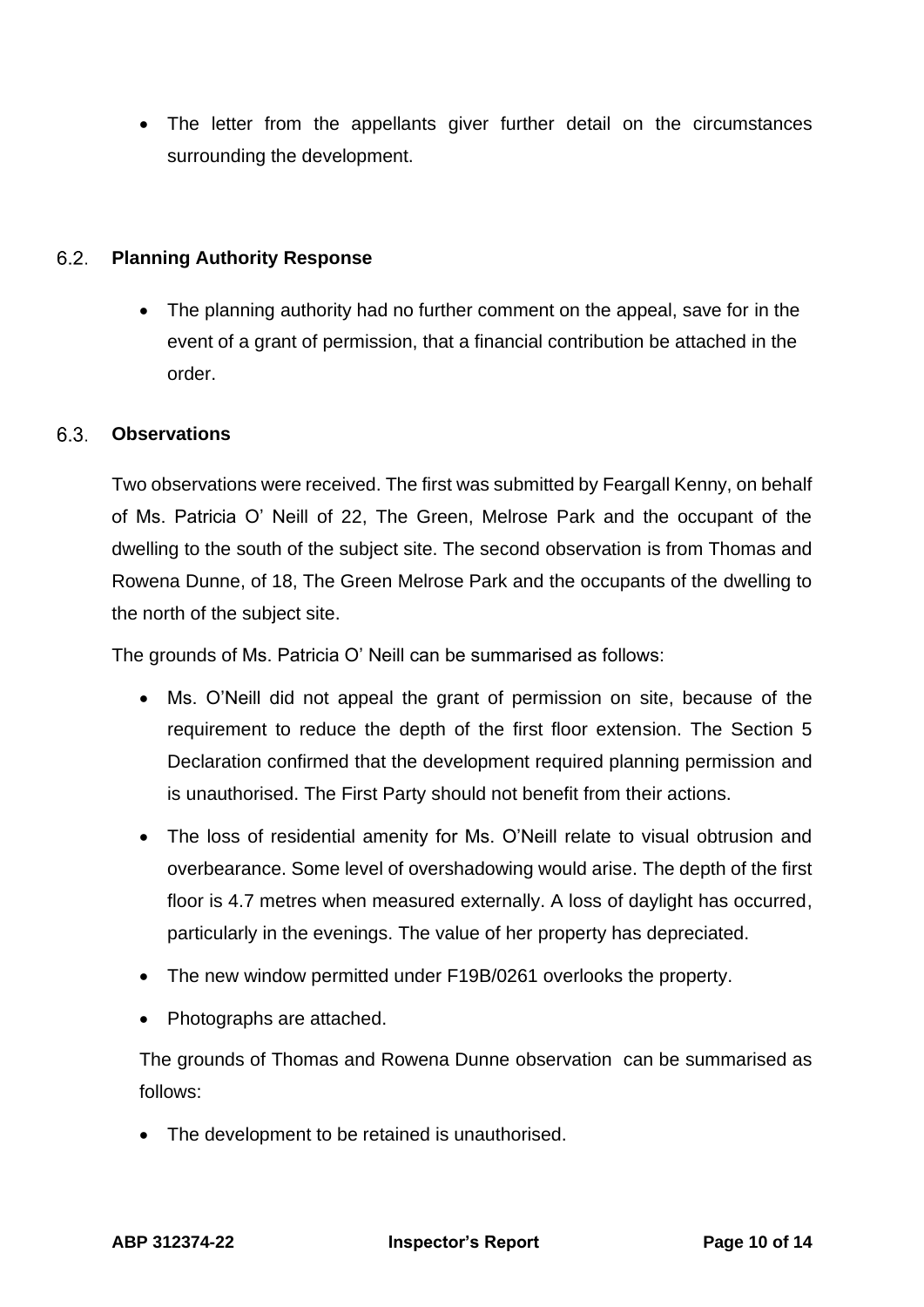- The letter from the appellants giver further detail on the circumstances surrounding the development.

## 6.2. Planning Authority Response

- The planning authority had no further comment on the appeal, save for in the event of a grant of permission, that a financial contribution be attached in the order.

## 6.3. Observations

Two observations were received. The first was submitted by Feargall Kenny, on behalf of Ms. Patricia O' Neill of 22, The Green, Melrose Park and the occupant of the dwelling to the south of the subject site. The second observation is from Thomas and Rowena Dunne, of 18, The Green Melrose Park and the occupants of the dwelling to the north of the subject site.

The grounds of Ms. Patricia O' Neill can be summarised as follows:

- Ms. O'Neill did not appeal the grant of permission on site, because of the requirement to reduce the depth of the first floor extension. The Section 5 Declaration confirmed that the development required planning permission and is unauthorised. The First Party should not benefit from their actions.
- The loss of residential amenity for Ms. O'Neill relate to visual obtrusion and overbearance. Some level of overshadowing would arise. The depth of the first floor is 4.7 metres when measured externally. A loss of daylight has occurred, particularly in the evenings. The value of her property has depreciated.
- The new window permitted under F19B/0261 overlooks the property.
- Photographs are attached.

The grounds of Thomas and Rowena Dunne observation can be summarised as follows:

- The development to be retained is unauthorised.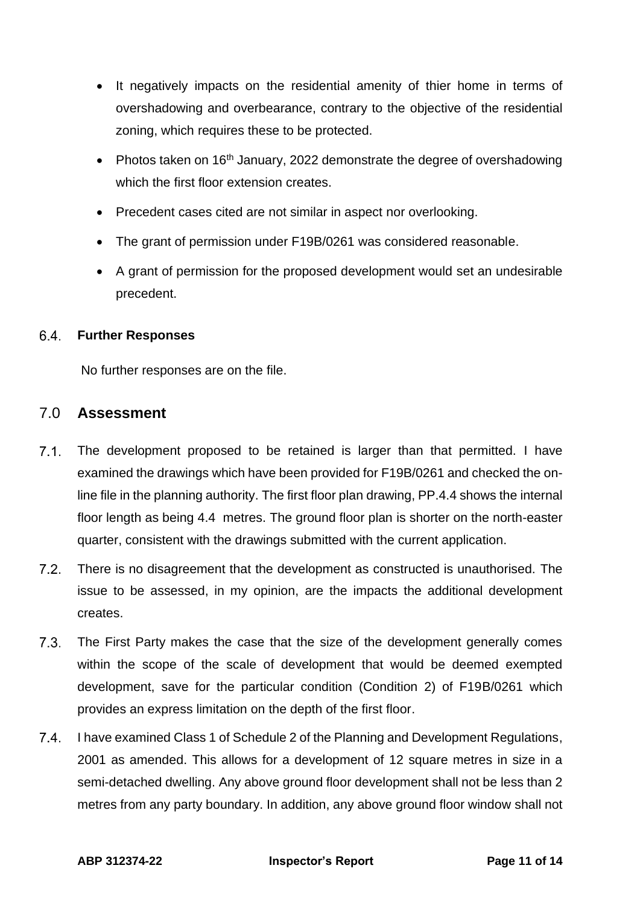- It negatively impacts on the residential amenity of thier home in terms of overshadowing and overbearance, contrary to the objective of the residential zoning, which requires these to be protected.
- Photos taken on 16th January, 2022 demonstrate the degree of overshadowing which the first floor extension creates.
- Precedent cases cited are not similar in aspect nor overlooking.
- The grant of permission under F19B/0261 was considered reasonable.
- A grant of permission for the proposed development would set an undesirable precedent.

### 6.4. Further Responses

No further responses are on the file.

## 7.0 Assessment

7.1. The development proposed to be retained is larger than that permitted. I have examined the drawings which have been provided for F19B/0261 and checked the on-line file in the planning authority. The first floor plan drawing, PP.4.4 shows the internal floor length as being 4.4 metres. The ground floor plan is shorter on the north-easter quarter, consistent with the drawings submitted with the current application.

7.2. There is no disagreement that the development as constructed is unauthorised. The issue to be assessed, in my opinion, are the impacts the additional development creates.

7.3. The First Party makes the case that the size of the development generally comes within the scope of the scale of development that would be deemed exempted development, save for the particular condition (Condition 2) of F19B/0261 which provides an express limitation on the depth of the first floor.

7.4. I have examined Class 1 of Schedule 2 of the Planning and Development Regulations, 2001 as amended. This allows for a development of 12 square metres in size in a semi-detached dwelling. Any above ground floor development shall not be less than 2 metres from any party boundary. In addition, any above ground floor window shall not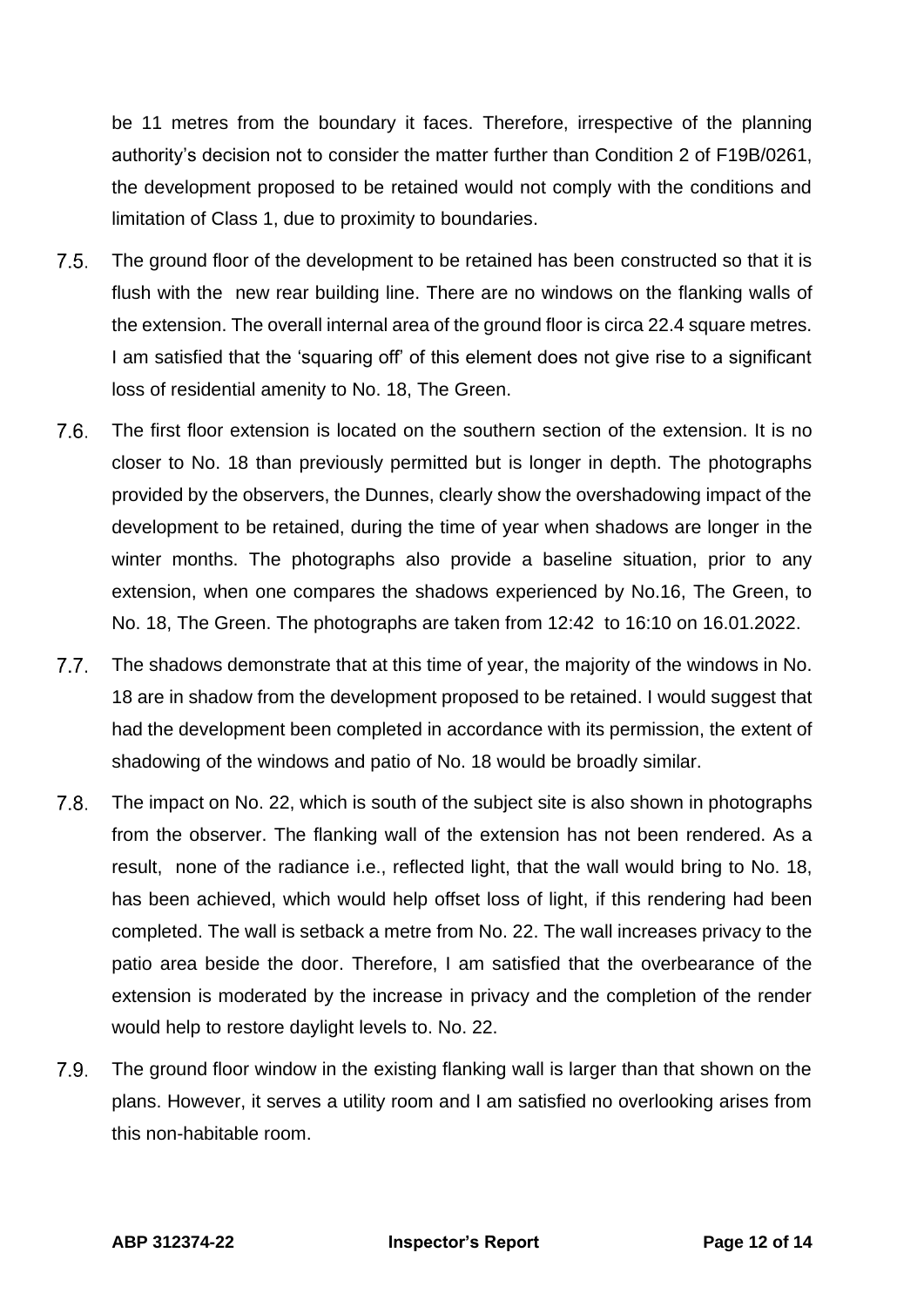be 11 metres from the boundary it faces. Therefore, irrespective of the planning authority's decision not to consider the matter further than Condition 2 of F19B/0261, the development proposed to be retained would not comply with the conditions and limitation of Class 1, due to proximity to boundaries.

7.5. The ground floor of the development to be retained has been constructed so that it is flush with the new rear building line. There are no windows on the flanking walls of the extension. The overall internal area of the ground floor is circa 22.4 square metres. I am satisfied that the 'squaring off' of this element does not give rise to a significant loss of residential amenity to No. 18, The Green.

7.6. The first floor extension is located on the southern section of the extension. It is no closer to No. 18 than previously permitted but is longer in depth. The photographs provided by the observers, the Dunnes, clearly show the overshadowing impact of the development to be retained, during the time of year when shadows are longer in the winter months. The photographs also provide a baseline situation, prior to any extension, when one compares the shadows experienced by No.16, The Green, to No. 18, The Green. The photographs are taken from 12:42 to 16:10 on 16.01.2022.

7.7. The shadows demonstrate that at this time of year, the majority of the windows in No. 18 are in shadow from the development proposed to be retained. I would suggest that had the development been completed in accordance with its permission, the extent of shadowing of the windows and patio of No. 18 would be broadly similar.

7.8. The impact on No. 22, which is south of the subject site is also shown in photographs from the observer. The flanking wall of the extension has not been rendered. As a result, none of the radiance i.e., reflected light, that the wall would bring to No. 18, has been achieved, which would help offset loss of light, if this rendering had been completed. The wall is setback a metre from No. 22. The wall increases privacy to the patio area beside the door. Therefore, I am satisfied that the overbearance of the extension is moderated by the increase in privacy and the completion of the render would help to restore daylight levels to. No. 22.

7.9. The ground floor window in the existing flanking wall is larger than that shown on the plans. However, it serves a utility room and I am satisfied no overlooking arises from this non-habitable room.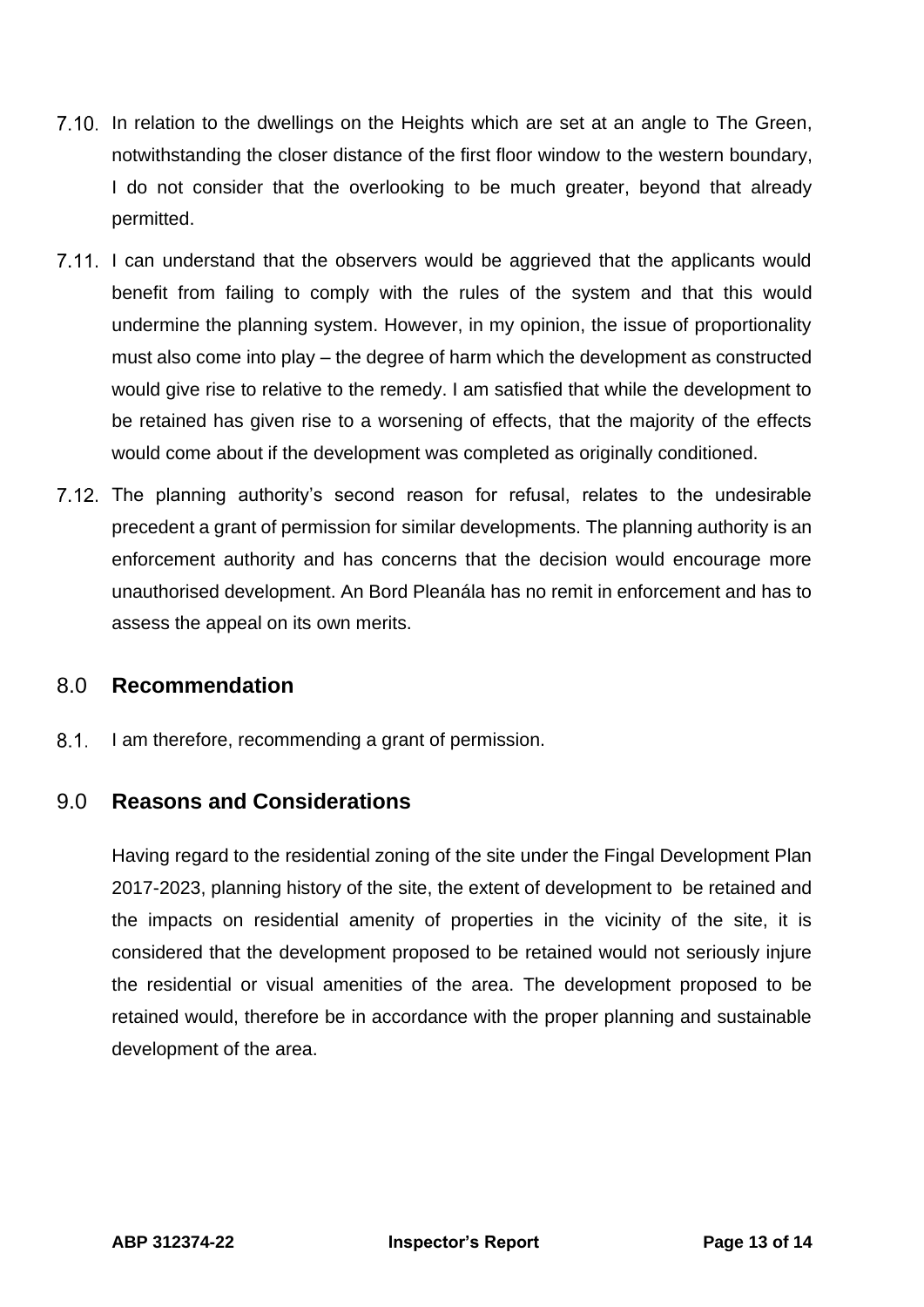7.10. In relation to the dwellings on the Heights which are set at an angle to The Green, notwithstanding the closer distance of the first floor window to the western boundary, I do not consider that the overlooking to be much greater, beyond that already permitted.

7.11. I can understand that the observers would be aggrieved that the applicants would benefit from failing to comply with the rules of the system and that this would undermine the planning system. However, in my opinion, the issue of proportionality must also come into play – the degree of harm which the development as constructed would give rise to relative to the remedy. I am satisfied that while the development to be retained has given rise to a worsening of effects, that the majority of the effects would come about if the development was completed as originally conditioned.

7.12. The planning authority's second reason for refusal, relates to the undesirable precedent a grant of permission for similar developments. The planning authority is an enforcement authority and has concerns that the decision would encourage more unauthorised development. An Bord Pleanála has no remit in enforcement and has to assess the appeal on its own merits.

## 8.0 Recommendation

8.1. I am therefore, recommending a grant of permission.

## 9.0 Reasons and Considerations

Having regard to the residential zoning of the site under the Fingal Development Plan 2017-2023, planning history of the site, the extent of development to be retained and the impacts on residential amenity of properties in the vicinity of the site, it is considered that the development proposed to be retained would not seriously injure the residential or visual amenities of the area. The development proposed to be retained would, therefore be in accordance with the proper planning and sustainable development of the area.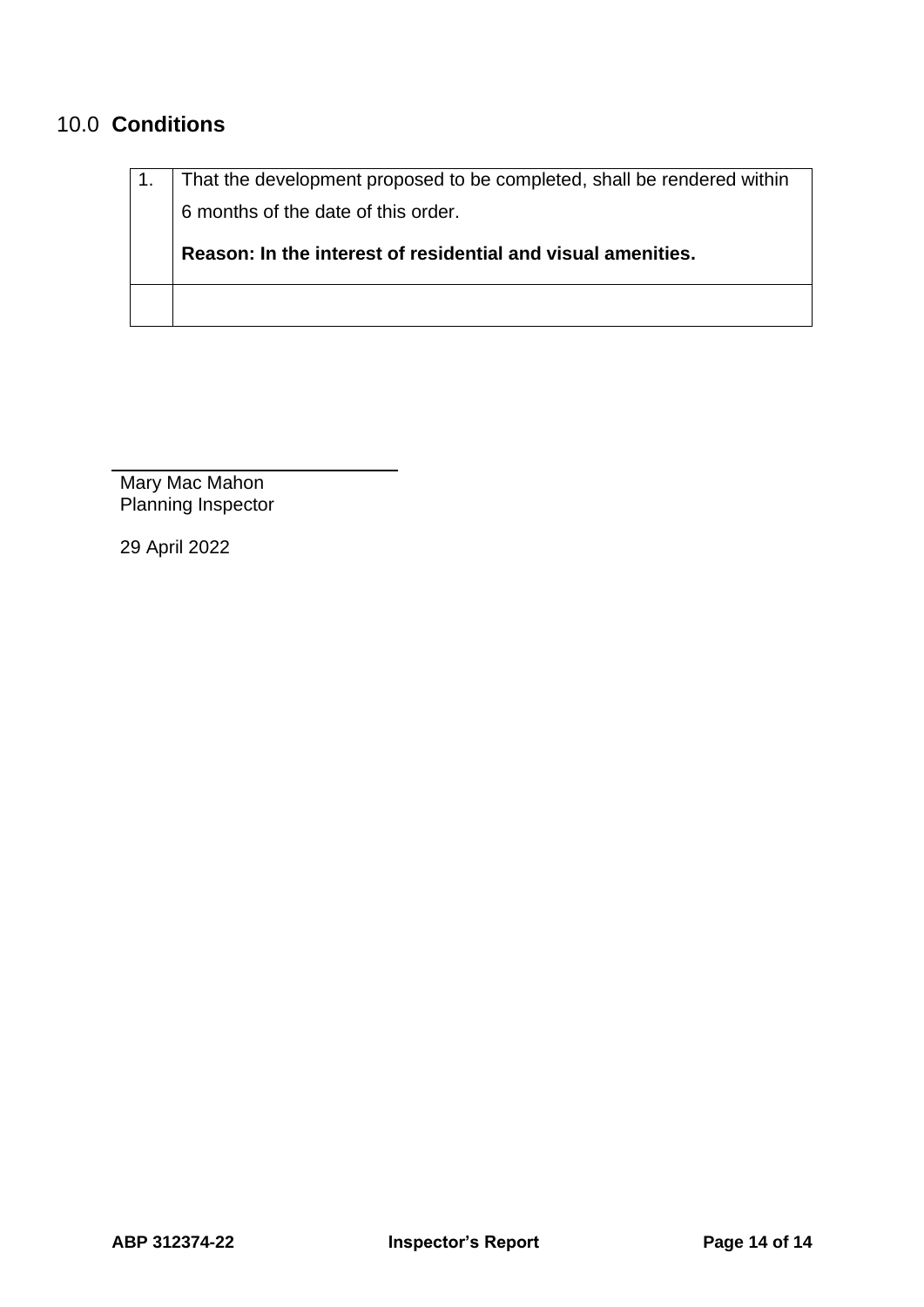## 10.0 Conditions

| | |
|---|---|
| 1. | That the development proposed to be completed, shall be rendered within 6 months of the date of this order.<br><br>**Reason: In the interest of residential and visual amenities.** |
| | |

Mary Mac Mahon
Planning Inspector

29 April 2022